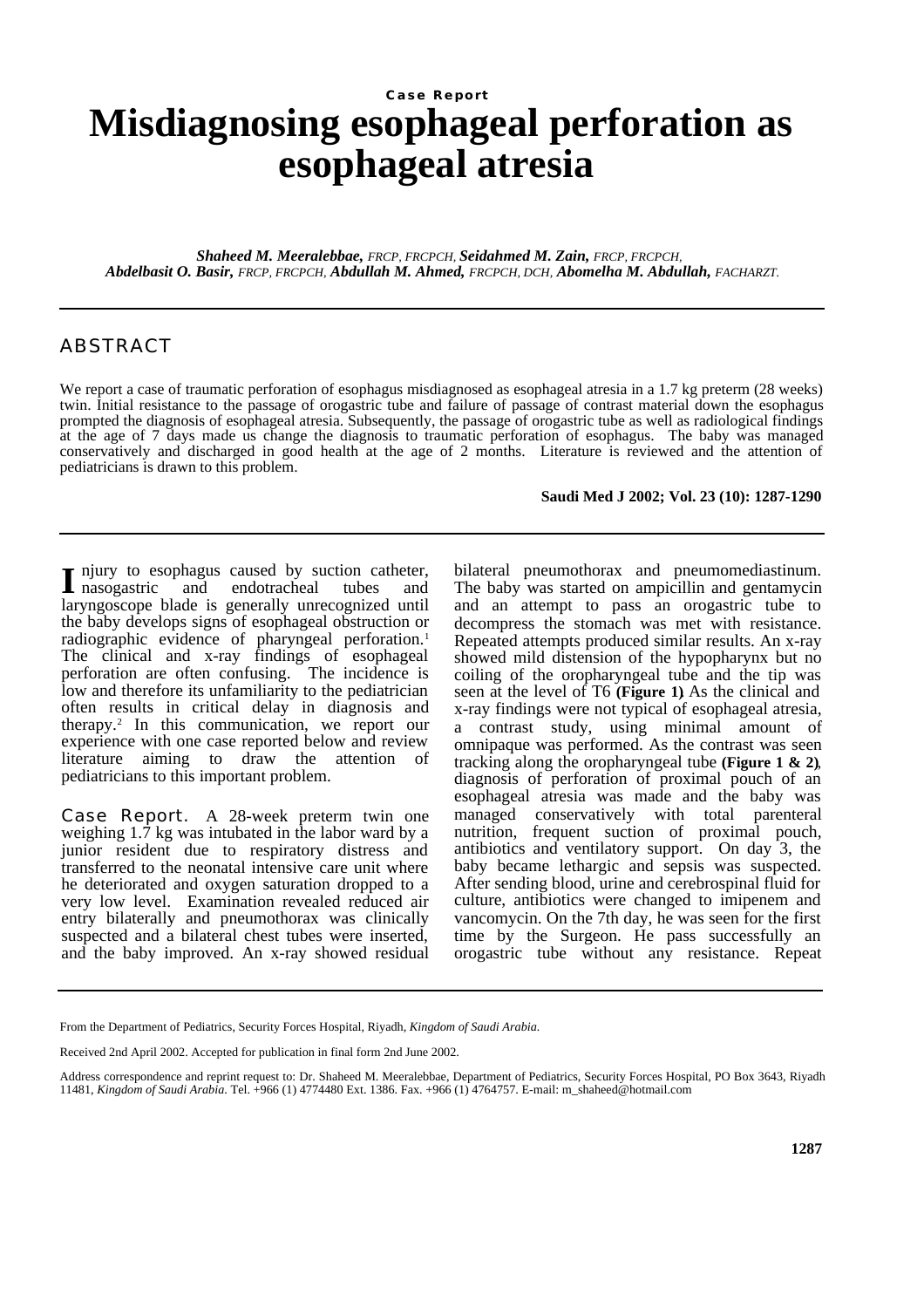Case Report

# Misdiagnosing esophageal perforation as esophageal atresia

***Shaheed M. Meeralebbae,*** *FRCP, FRCPCH,* ***Seidahmed M. Zain,*** *FRCP, FRCPCH,*
***Abdelbasit O. Basir,*** *FRCP, FRCPCH,* ***Abdullah M. Ahmed,*** *FRCPCH, DCH,* ***Abomelha M. Abdullah,*** *FACHARZT.*

## ABSTRACT

We report a case of traumatic perforation of esophagus misdiagnosed as esophageal atresia in a 1.7 kg preterm (28 weeks) twin. Initial resistance to the passage of orogastric tube and failure of passage of contrast material down the esophagus prompted the diagnosis of esophageal atresia. Subsequently, the passage of orogastric tube as well as radiological findings at the age of 7 days made us change the diagnosis to traumatic perforation of esophagus. The baby was managed conservatively and discharged in good health at the age of 2 months. Literature is reviewed and the attention of pediatricians is drawn to this problem.

Injury to esophagus caused by suction catheter, nasogastric and endotracheal tubes and laryngoscope blade is generally unrecognized until the baby develops signs of esophageal obstruction or radiographic evidence of pharyngeal perforation.[1] The clinical and x-ray findings of esophageal perforation are often confusing. The incidence is low and therefore its unfamiliarity to the pediatrician often results in critical delay in diagnosis and therapy.[2] In this communication, we report our experience with one case reported below and review literature aiming to draw the attention of pediatricians to this important problem.

**Case Report.** A 28-week preterm twin one weighing 1.7 kg was intubated in the labor ward by a junior resident due to respiratory distress and transferred to the neonatal intensive care unit where he deteriorated and oxygen saturation dropped to a very low level. Examination revealed reduced air entry bilaterally and pneumothorax was clinically suspected and a bilateral chest tubes were inserted, and the baby improved. An x-ray showed residual bilateral pneumothorax and pneumomediastinum. The baby was started on ampicillin and gentamycin and an attempt to pass an orogastric tube to decompress the stomach was met with resistance. Repeated attempts produced similar results. An x-ray showed mild distension of the hypopharynx but no coiling of the oropharyngeal tube and the tip was seen at the level of T6 **(Figure 1)** As the clinical and x-ray findings were not typical of esophageal atresia, a contrast study, using minimal amount of omnipaque was performed. As the contrast was seen tracking along the oropharyngeal tube **(Figure 1 & 2)**, diagnosis of perforation of proximal pouch of an esophageal atresia was made and the baby was managed conservatively with total parenteral nutrition, frequent suction of proximal pouch, antibiotics and ventilatory support. On day 3, the baby became lethargic and sepsis was suspected. After sending blood, urine and cerebrospinal fluid for culture, antibiotics were changed to imipenem and vancomycin. On the 7th day, he was seen for the first time by the Surgeon. He pass successfully an orogastric tube without any resistance. Repeat

From the Department of Pediatrics, Security Forces Hospital, Riyadh, *Kingdom of Saudi Arabia.*

Received 2nd April 2002. Accepted for publication in final form 2nd June 2002.

Address correspondence and reprint request to: Dr. Shaheed M. Meeralebbae, Department of Pediatrics, Security Forces Hospital, PO Box 3643, Riyadh 11481, *Kingdom of Saudi Arabia.* Tel. +966 (1) 4774480 Ext. 1386. Fax. +966 (1) 4764757. E-mail: m_shaheed@hotmail.com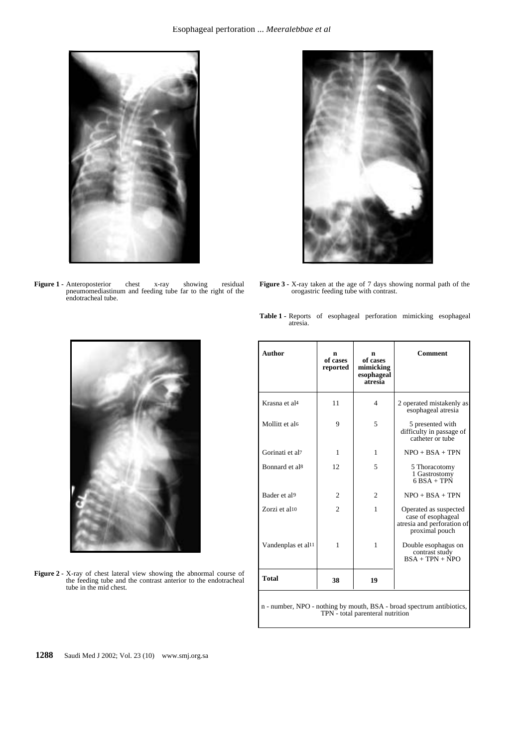**Figure 1 -** Anteroposterior chest x-ray showing residual pneumomediastinum and feeding tube far to the right of the endotracheal tube.

**Figure 2 -** X-ray of chest lateral view showing the abnormal course of the feeding tube and the contrast anterior to the endotracheal tube in the mid chest.

**Figure 3 -** X-ray taken at the age of 7 days showing normal path of the orogastric feeding tube with contrast.

**Table 1 -** Reports of esophageal perforation mimicking esophageal atresia.

| Author | n of cases reported | n of cases mimicking esophageal atresia | Comment |
|---|---|---|---|
| Krasna et al[4] | 11 | 4 | 2 operated mistakenly as esophageal atresia |
| Mollitt et al[6] | 9 | 5 | 5 presented with difficulty in passage of catheter or tube |
| Gorinati et al[7] | 1 | 1 | NPO + BSA + TPN |
| Bonnard et al[8] | 12 | 5 | 5 Thoracotomy 1 Gastrostomy 6 BSA + TPN |
| Bader et al[9] | 2 | 2 | NPO + BSA + TPN |
| Zorzi et al[10] | 2 | 1 | Operated as suspected case of esophageal atresia and perforation of proximal pouch |
| Vandenplas et al[11] | 1 | 1 | Double esophagus on contrast study BSA + TPN + NPO |
| **Total** | **38** | **19** | |

n - number, NPO - nothing by mouth, BSA - broad spectrum antibiotics, TPN - total parenteral nutrition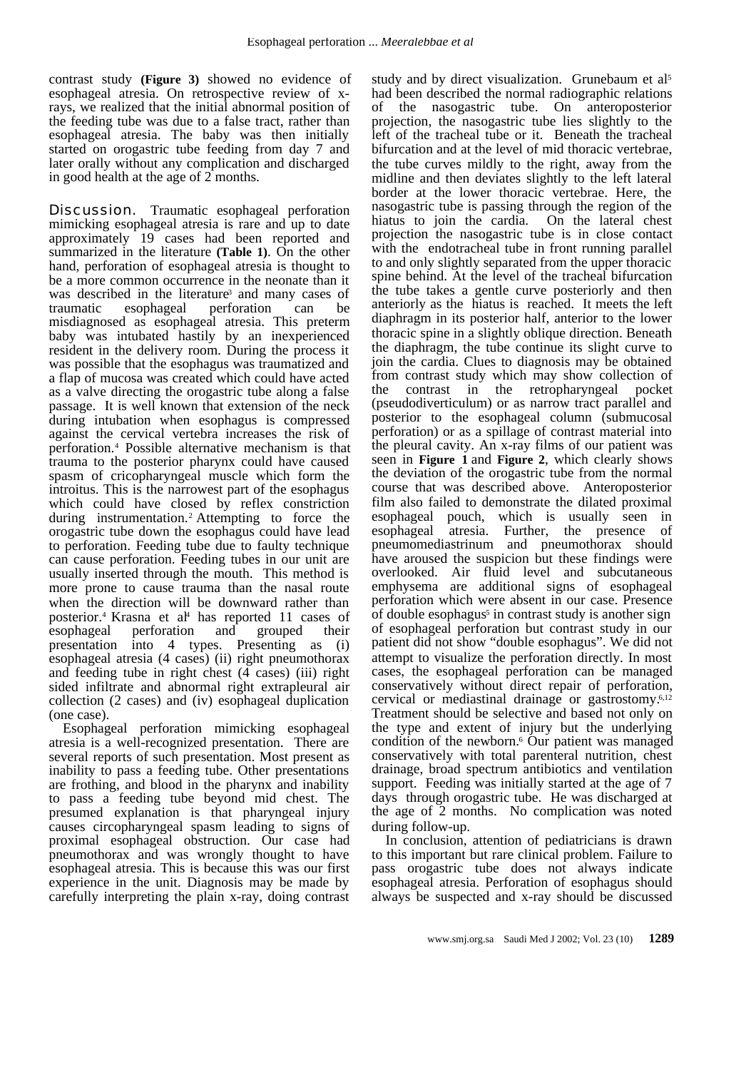contrast study **(Figure 3)** showed no evidence of esophageal atresia. On retrospective review of x-rays, we realized that the initial abnormal position of the feeding tube was due to a false tract, rather than esophageal atresia. The baby was then initially started on orogastric tube feeding from day 7 and later orally without any complication and discharged in good health at the age of 2 months.

**Discussion.** Traumatic esophageal perforation mimicking esophageal atresia is rare and up to date approximately 19 cases had been reported and summarized in the literature **(Table 1)**. On the other hand, perforation of esophageal atresia is thought to be a more common occurrence in the neonate than it was described in the literature[3] and many cases of traumatic esophageal perforation can be misdiagnosed as esophageal atresia. This preterm baby was intubated hastily by an inexperienced resident in the delivery room. During the process it was possible that the esophagus was traumatized and a flap of mucosa was created which could have acted as a valve directing the orogastric tube along a false passage. It is well known that extension of the neck during intubation when esophagus is compressed against the cervical vertebra increases the risk of perforation.[4] Possible alternative mechanism is that trauma to the posterior pharynx could have caused spasm of cricopharyngeal muscle which form the introitus. This is the narrowest part of the esophagus which could have closed by reflex constriction during instrumentation.[2] Attempting to force the orogastric tube down the esophagus could have lead to perforation. Feeding tube due to faulty technique can cause perforation. Feeding tubes in our unit are usually inserted through the mouth. This method is more prone to cause trauma than the nasal route when the direction will be downward rather than posterior.[4] Krasna et al[4] has reported 11 cases of esophageal perforation and grouped their presentation into 4 types. Presenting as (i) esophageal atresia (4 cases) (ii) right pneumothorax and feeding tube in right chest (4 cases) (iii) right sided infiltrate and abnormal right extrapleural air collection (2 cases) and (iv) esophageal duplication (one case).

Esophageal perforation mimicking esophageal atresia is a well-recognized presentation. There are several reports of such presentation. Most present as inability to pass a feeding tube. Other presentations are frothing, and blood in the pharynx and inability to pass a feeding tube beyond mid chest. The presumed explanation is that pharyngeal injury causes circopharyngeal spasm leading to signs of proximal esophageal obstruction. Our case had pneumothorax and was wrongly thought to have esophageal atresia. This is because this was our first experience in the unit. Diagnosis may be made by carefully interpreting the plain x-ray, doing contrast study and by direct visualization. Grunebaum et al[5] had been described the normal radiographic relations of the nasogastric tube. On anteroposterior projection, the nasogastric tube lies slightly to the left of the tracheal tube or it. Beneath the tracheal bifurcation and at the level of mid thoracic vertebrae, the tube curves mildly to the right, away from the midline and then deviates slightly to the left lateral border at the lower thoracic vertebrae. Here, the nasogastric tube is passing through the region of the hiatus to join the cardia. On the lateral chest projection the nasogastric tube is in close contact with the endotracheal tube in front running parallel to and only slightly separated from the upper thoracic spine behind. At the level of the tracheal bifurcation the tube takes a gentle curve posteriorly and then anteriorly as the hiatus is reached. It meets the left diaphragm in its posterior half, anterior to the lower thoracic spine in a slightly oblique direction. Beneath the diaphragm, the tube continue its slight curve to join the cardia. Clues to diagnosis may be obtained from contrast study which may show collection of the contrast in the retropharyngeal pocket (pseudodiverticulum) or as narrow tract parallel and posterior to the esophageal column (submucosal perforation) or as a spillage of contrast material into the pleural cavity. An x-ray films of our patient was seen in **Figure 1** and **Figure 2**, which clearly shows the deviation of the orogastric tube from the normal course that was described above. Anteroposterior film also failed to demonstrate the dilated proximal esophageal pouch, which is usually seen in esophageal atresia. Further, the presence of pneumomediastinum and pneumothorax should have aroused the suspicion but these findings were overlooked. Air fluid level and subcutaneous emphysema are additional signs of esophageal perforation which were absent in our case. Presence of double esophagus[5] in contrast study is another sign of esophageal perforation but contrast study in our patient did not show "double esophagus". We did not attempt to visualize the perforation directly. In most cases, the esophageal perforation can be managed conservatively without direct repair of perforation, cervical or mediastinal drainage or gastrostomy.[6,12] Treatment should be selective and based not only on the type and extent of injury but the underlying condition of the newborn.[6] Our patient was managed conservatively with total parenteral nutrition, chest drainage, broad spectrum antibiotics and ventilation support. Feeding was initially started at the age of 7 days through orogastric tube. He was discharged at the age of 2 months. No complication was noted during follow-up.

In conclusion, attention of pediatricians is drawn to this important but rare clinical problem. Failure to pass orogastric tube does not always indicate esophageal atresia. Perforation of esophagus should always be suspected and x-ray should be discussed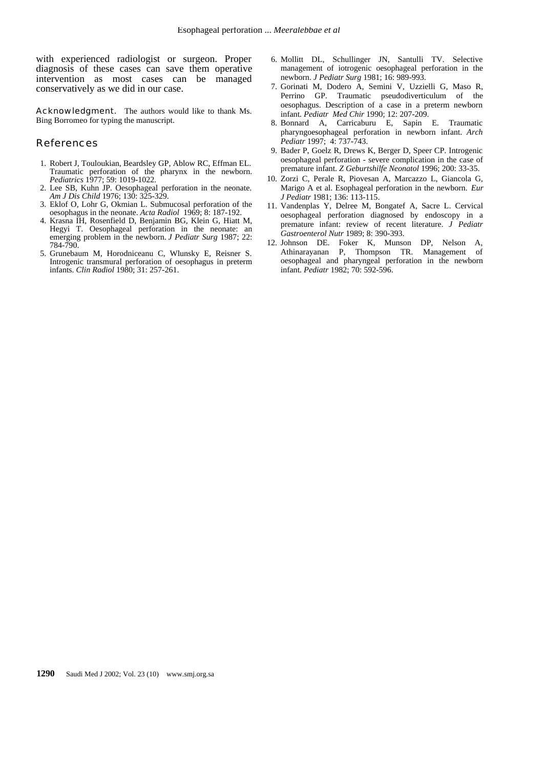with experienced radiologist or surgeon. Proper diagnosis of these cases can save them operative intervention as most cases can be managed conservatively as we did in our case.

**Acknowledgment.** The authors would like to thank Ms. Bing Borromeo for typing the manuscript.

## References

1. Robert J, Touloukian, Beardsley GP, Ablow RC, Effman EL. Traumatic perforation of the pharynx in the newborn. *Pediatrics* 1977; 59: 1019-1022.
2. Lee SB, Kuhn JP. Oesophageal perforation in the neonate. *Am J Dis Child* 1976; 130: 325-329.
3. Eklof O, Lohr G, Okmian L. Submucosal perforation of the oesophagus in the neonate. *Acta Radiol* 1969; 8: 187-192.
4. Krasna IH, Rosenfield D, Benjamin BG, Klein G, Hiatt M, Hegyi T. Oesophageal perforation in the neonate: an emerging problem in the newborn. *J Pediatr Surg* 1987; 22: 784-790.
5. Grunebaum M, Horodniceanu C, Wlunsky E, Reisner S. Introgenic transmural perforation of oesophagus in preterm infants. *Clin Radiol* 1980; 31: 257-261.
6. Mollitt DL, Schullinger JN, Santulli TV. Selective management of iotrogenic oesophageal perforation in the newborn. *J Pediatr Surg* 1981; 16: 989-993.
7. Gorinati M, Dodero A, Semini V, Uzzielli G, Maso R, Perrino GP. Traumatic pseudodiverticulum of the oesophagus. Description of a case in a preterm newborn infant. *Pediatr Med Chir* 1990; 12: 207-209.
8. Bonnard A, Carricaburu E, Sapin E. Traumatic pharyngoesophageal perforation in newborn infant. *Arch Pediatr* 1997; 4: 737-743.
9. Bader P, Goelz R, Drews K, Berger D, Speer CP. Introgenic oesophageal perforation - severe complication in the case of premature infant. *Z Geburtshilfe Neonatol* 1996; 200: 33-35.
10. Zorzi C, Perale R, Piovesan A, Marcazzo L, Giancola G, Marigo A et al. Esophageal perforation in the newborn. *Eur J Pediatr* 1981; 136: 113-115.
11. Vandenplas Y, Delree M, Bongatef A, Sacre L. Cervical oesophageal perforation diagnosed by endoscopy in a premature infant: review of recent literature. *J Pediatr Gastroenterol Nutr* 1989; 8: 390-393.
12. Johnson DE. Foker K, Munson DP, Nelson A, Athinarayanan P, Thompson TR. Management of oesophageal and pharyngeal perforation in the newborn infant. *Pediatr* 1982; 70: 592-596.